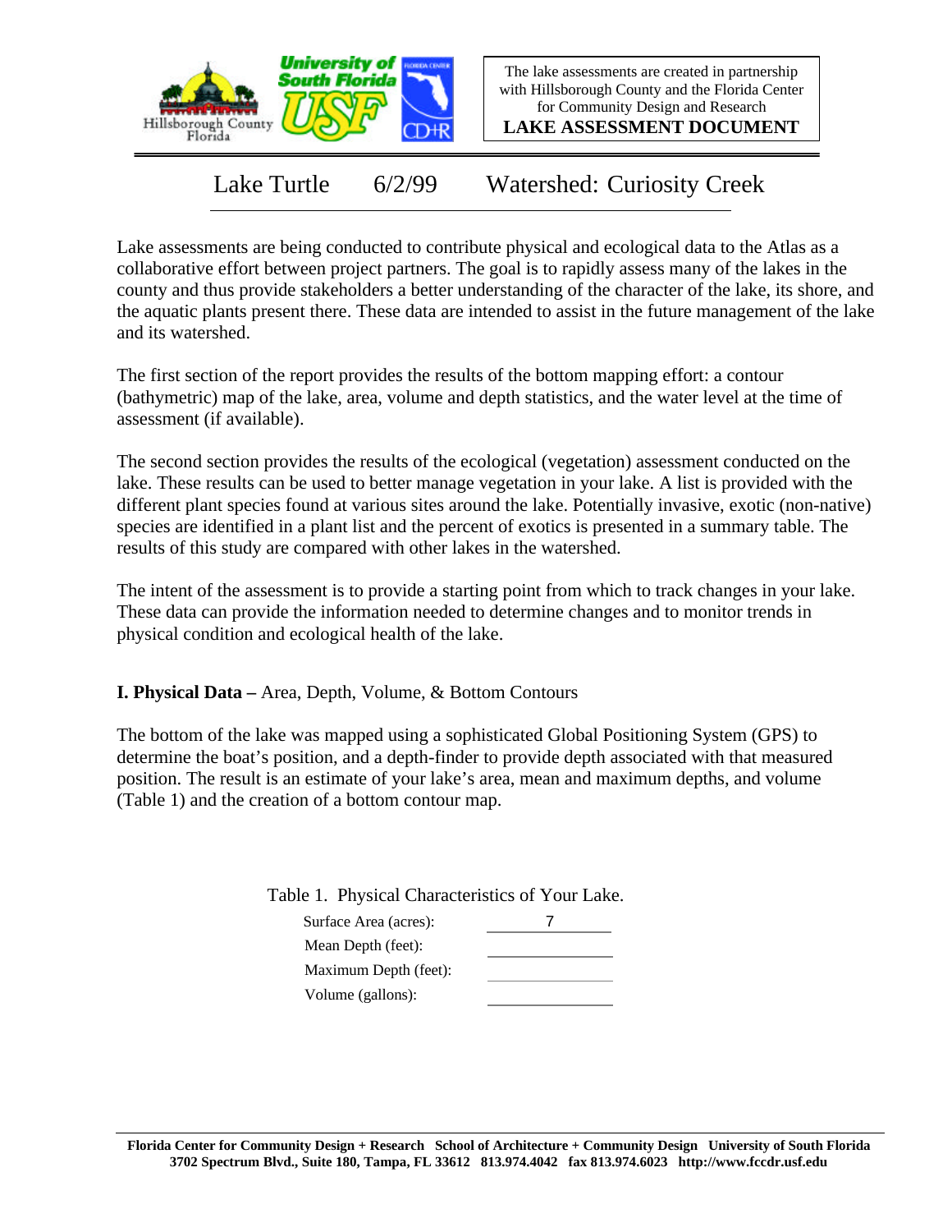The lake assessments are created in partnership with Hillsborough County and the Florida Center for Community Design and Research

**LAKE ASSESSMENT DOCUMENT**

# Lake Turtle 6/2/99 Watershed: Curiosity Creek

Lake assessments are being conducted to contribute physical and ecological data to the Atlas as a collaborative effort between project partners. The goal is to rapidly assess many of the lakes in the county and thus provide stakeholders a better understanding of the character of the lake, its shore, and the aquatic plants present there. These data are intended to assist in the future management of the lake and its watershed.

The first section of the report provides the results of the bottom mapping effort: a contour (bathymetric) map of the lake, area, volume and depth statistics, and the water level at the time of assessment (if available).

The second section provides the results of the ecological (vegetation) assessment conducted on the lake. These results can be used to better manage vegetation in your lake. A list is provided with the different plant species found at various sites around the lake. Potentially invasive, exotic (non-native) species are identified in a plant list and the percent of exotics is presented in a summary table. The results of this study are compared with other lakes in the watershed.

The intent of the assessment is to provide a starting point from which to track changes in your lake. These data can provide the information needed to determine changes and to monitor trends in physical condition and ecological health of the lake.

## I. Physical Data – Area, Depth, Volume, & Bottom Contours

The bottom of the lake was mapped using a sophisticated Global Positioning System (GPS) to determine the boat's position, and a depth-finder to provide depth associated with that measured position. The result is an estimate of your lake's area, mean and maximum depths, and volume (Table 1) and the creation of a bottom contour map.

Table 1. Physical Characteristics of Your Lake.

| Characteristic | Value |
|---|---|
| Surface Area (acres): | 7 |
| Mean Depth (feet): | |
| Maximum Depth (feet): | |
| Volume (gallons): | |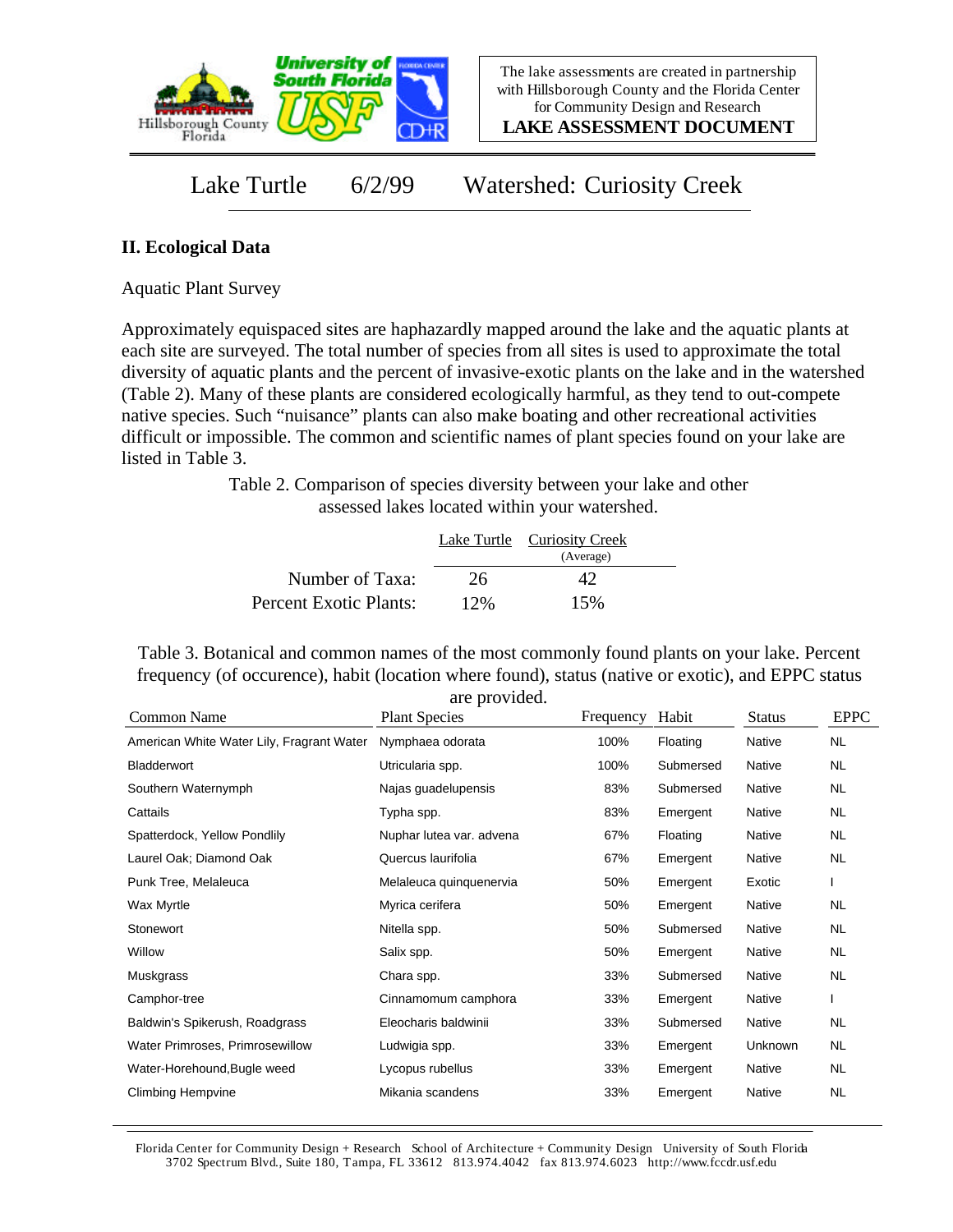The lake assessments are created in partnership with Hillsborough County and the Florida Center for Community Design and Research

**LAKE ASSESSMENT DOCUMENT**

# Lake Turtle 6/2/99 Watershed: Curiosity Creek

## II. Ecological Data

Aquatic Plant Survey

Approximately equispaced sites are haphazardly mapped around the lake and the aquatic plants at each site are surveyed. The total number of species from all sites is used to approximate the total diversity of aquatic plants and the percent of invasive-exotic plants on the lake and in the watershed (Table 2). Many of these plants are considered ecologically harmful, as they tend to out-compete native species. Such "nuisance" plants can also make boating and other recreational activities difficult or impossible. The common and scientific names of plant species found on your lake are listed in Table 3.

Table 2. Comparison of species diversity between your lake and other assessed lakes located within your watershed.

| | Lake Turtle | Curiosity Creek (Average) |
|---|---|---|
| Number of Taxa: | 26 | 42 |
| Percent Exotic Plants: | 12% | 15% |

Table 3. Botanical and common names of the most commonly found plants on your lake. Percent frequency (of occurence), habit (location where found), status (native or exotic), and EPPC status are provided.

| Common Name | Plant Species | Frequency | Habit | Status | EPPC |
|---|---|---|---|---|---|
| American White Water Lily, Fragrant Water | Nymphaea odorata | 100% | Floating | Native | NL |
| Bladderwort | Utricularia spp. | 100% | Submersed | Native | NL |
| Southern Waternymph | Najas guadelupensis | 83% | Submersed | Native | NL |
| Cattails | Typha spp. | 83% | Emergent | Native | NL |
| Spatterdock, Yellow Pondlily | Nuphar lutea var. advena | 67% | Floating | Native | NL |
| Laurel Oak; Diamond Oak | Quercus laurifolia | 67% | Emergent | Native | NL |
| Punk Tree, Melaleuca | Melaleuca quinquenervia | 50% | Emergent | Exotic | I |
| Wax Myrtle | Myrica cerifera | 50% | Emergent | Native | NL |
| Stonewort | Nitella spp. | 50% | Submersed | Native | NL |
| Willow | Salix spp. | 50% | Emergent | Native | NL |
| Muskgrass | Chara spp. | 33% | Submersed | Native | NL |
| Camphor-tree | Cinnamomum camphora | 33% | Emergent | Native | I |
| Baldwin's Spikerush, Roadgrass | Eleocharis baldwinii | 33% | Submersed | Native | NL |
| Water Primroses, Primrosewillow | Ludwigia spp. | 33% | Emergent | Unknown | NL |
| Water-Horehound,Bugle weed | Lycopus rubellus | 33% | Emergent | Native | NL |
| Climbing Hempvine | Mikania scandens | 33% | Emergent | Native | NL |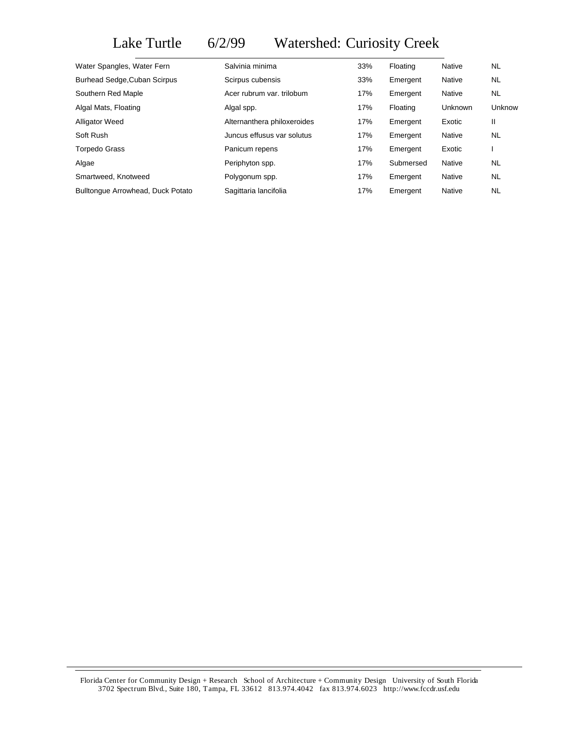# Lake Turtle 6/2/99 Watershed: Curiosity Creek

| | | | | | |
|---|---|---|---|---|---|
| Water Spangles, Water Fern | Salvinia minima | 33% | Floating | Native | NL |
| Burhead Sedge,Cuban Scirpus | Scirpus cubensis | 33% | Emergent | Native | NL |
| Southern Red Maple | Acer rubrum var. trilobum | 17% | Emergent | Native | NL |
| Algal Mats, Floating | Algal spp. | 17% | Floating | Unknown | Unknow |
| Alligator Weed | Alternanthera philoxeroides | 17% | Emergent | Exotic | II |
| Soft Rush | Juncus effusus var solutus | 17% | Emergent | Native | NL |
| Torpedo Grass | Panicum repens | 17% | Emergent | Exotic | I |
| Algae | Periphyton spp. | 17% | Submersed | Native | NL |
| Smartweed, Knotweed | Polygonum spp. | 17% | Emergent | Native | NL |
| Bulltongue Arrowhead, Duck Potato | Sagittaria lancifolia | 17% | Emergent | Native | NL |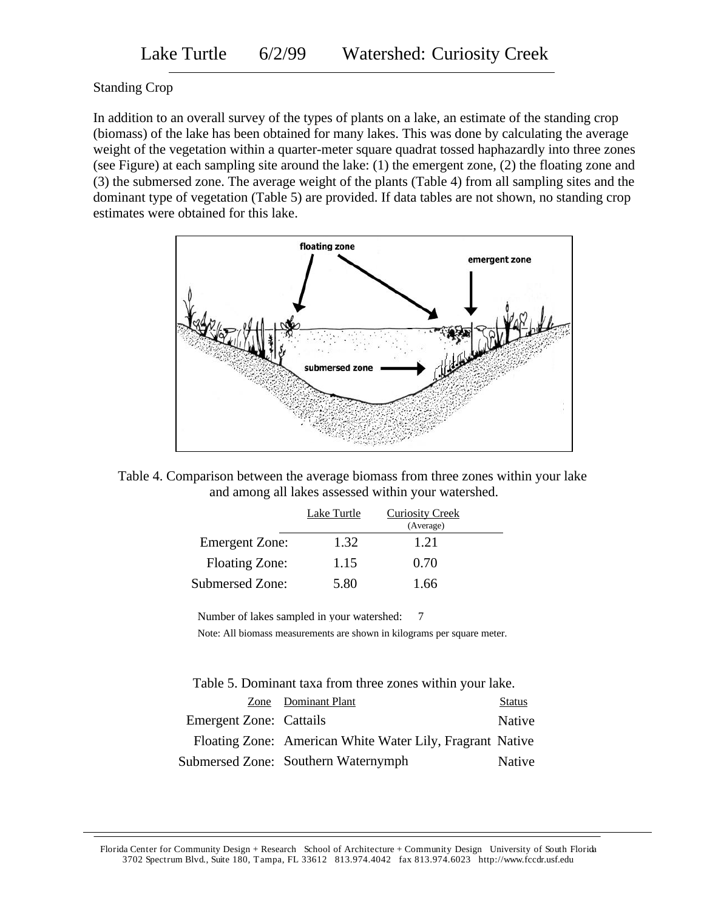Lake Turtle 6/2/99 Watershed: Curiosity Creek

Standing Crop

In addition to an overall survey of the types of plants on a lake, an estimate of the standing crop (biomass) of the lake has been obtained for many lakes. This was done by calculating the average weight of the vegetation within a quarter-meter square quadrat tossed haphazardly into three zones (see Figure) at each sampling site around the lake: (1) the emergent zone, (2) the floating zone and (3) the submersed zone. The average weight of the plants (Table 4) from all sampling sites and the dominant type of vegetation (Table 5) are provided. If data tables are not shown, no standing crop estimates were obtained for this lake.

floating zone

emergent zone

submersed zone

Table 4. Comparison between the average biomass from three zones within your lake and among all lakes assessed within your watershed.

| | Lake Turtle | Curiosity Creek (Average) |
|---|---|---|
| Emergent Zone: | 1.32 | 1.21 |
| Floating Zone: | 1.15 | 0.70 |
| Submersed Zone: | 5.80 | 1.66 |

Number of lakes sampled in your watershed: 7

Note: All biomass measurements are shown in kilograms per square meter.

Table 5. Dominant taxa from three zones within your lake.

| Zone | Dominant Plant | Status |
|---|---|---|
| Emergent Zone: | Cattails | Native |
| Floating Zone: | American White Water Lily, Fragrant | Native |
| Submersed Zone: | Southern Waternymph | Native |